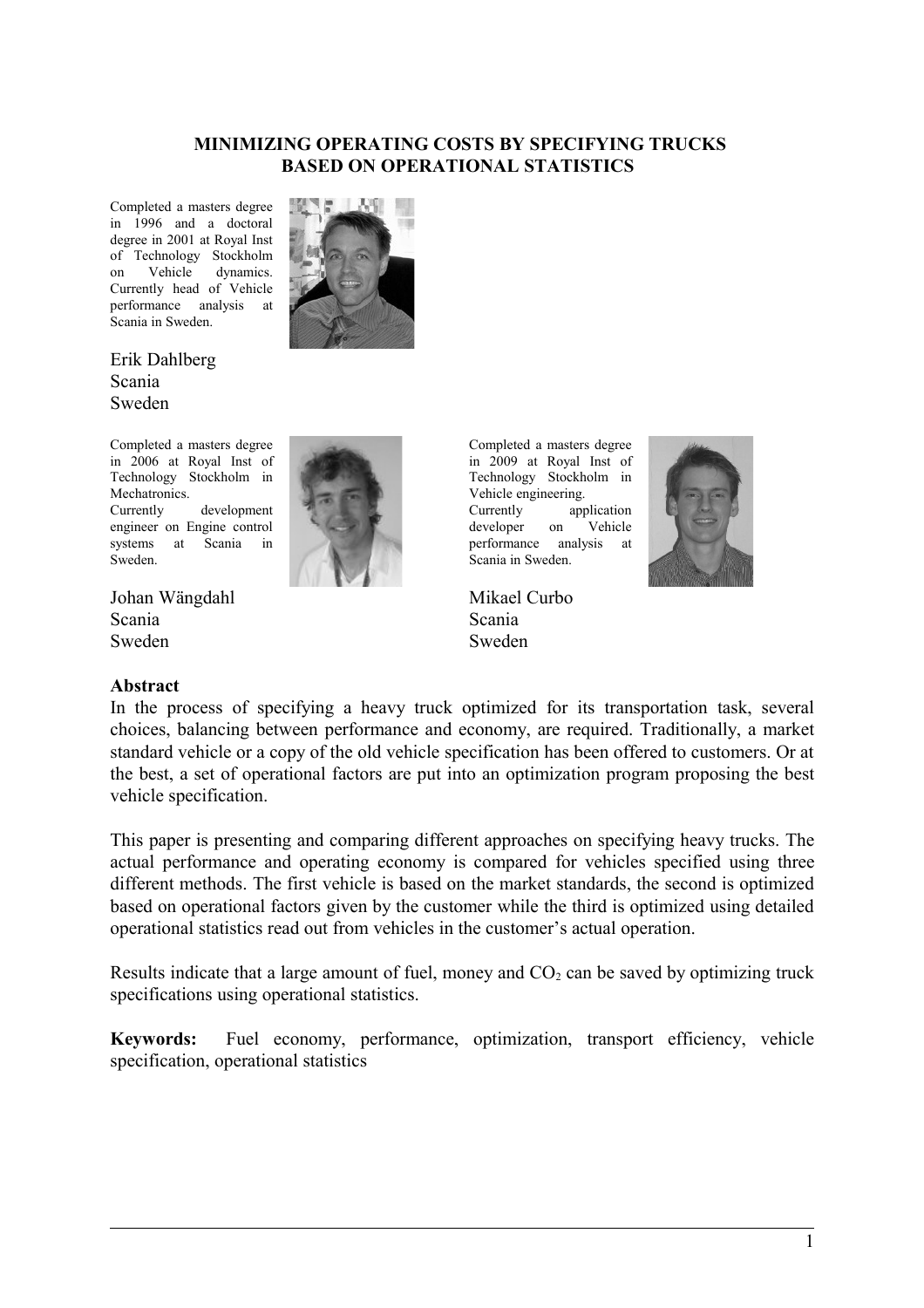# MINIMIZING OPERATING COSTS BY SPECIFYING TRUCKS BASED ON OPERATIONAL STATISTICS

Completed a masters degree in 1996 and a doctoral degree in 2001 at Royal Inst of Technology Stockholm on Vehicle dynamics. Currently head of Vehicle performance analysis at Scania in Sweden.

Erik Dahlberg
Scania
Sweden

Completed a masters degree in 2006 at Royal Inst of Technology Stockholm in Mechatronics. Currently development engineer on Engine control systems at Scania in Sweden.

Johan Wängdahl
Scania
Sweden

Completed a masters degree in 2009 at Royal Inst of Technology Stockholm in Vehicle engineering. Currently application developer on Vehicle performance analysis at Scania in Sweden.

Mikael Curbo
Scania
Sweden

## Abstract

In the process of specifying a heavy truck optimized for its transportation task, several choices, balancing between performance and economy, are required. Traditionally, a market standard vehicle or a copy of the old vehicle specification has been offered to customers. Or at the best, a set of operational factors are put into an optimization program proposing the best vehicle specification.

This paper is presenting and comparing different approaches on specifying heavy trucks. The actual performance and operating economy is compared for vehicles specified using three different methods. The first vehicle is based on the market standards, the second is optimized based on operational factors given by the customer while the third is optimized using detailed operational statistics read out from vehicles in the customer's actual operation.

Results indicate that a large amount of fuel, money and $CO_2$ can be saved by optimizing truck specifications using operational statistics.

**Keywords:** Fuel economy, performance, optimization, transport efficiency, vehicle specification, operational statistics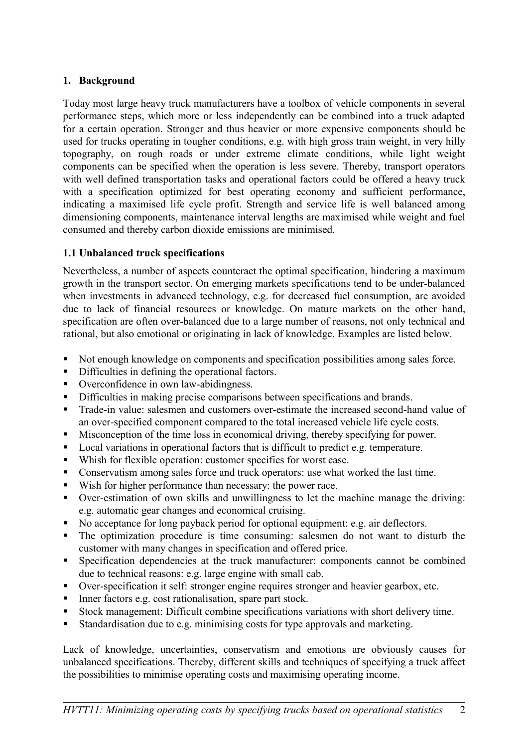## 1. Background

Today most large heavy truck manufacturers have a toolbox of vehicle components in several performance steps, which more or less independently can be combined into a truck adapted for a certain operation. Stronger and thus heavier or more expensive components should be used for trucks operating in tougher conditions, e.g. with high gross train weight, in very hilly topography, on rough roads or under extreme climate conditions, while light weight components can be specified when the operation is less severe. Thereby, transport operators with well defined transportation tasks and operational factors could be offered a heavy truck with a specification optimized for best operating economy and sufficient performance, indicating a maximised life cycle profit. Strength and service life is well balanced among dimensioning components, maintenance interval lengths are maximised while weight and fuel consumed and thereby carbon dioxide emissions are minimised.

### 1.1 Unbalanced truck specifications

Nevertheless, a number of aspects counteract the optimal specification, hindering a maximum growth in the transport sector. On emerging markets specifications tend to be under-balanced when investments in advanced technology, e.g. for decreased fuel consumption, are avoided due to lack of financial resources or knowledge. On mature markets on the other hand, specification are often over-balanced due to a large number of reasons, not only technical and rational, but also emotional or originating in lack of knowledge. Examples are listed below.

- Not enough knowledge on components and specification possibilities among sales force.
- Difficulties in defining the operational factors.
- Overconfidence in own law-abidingness.
- Difficulties in making precise comparisons between specifications and brands.
- Trade-in value: salesmen and customers over-estimate the increased second-hand value of an over-specified component compared to the total increased vehicle life cycle costs.
- Misconception of the time loss in economical driving, thereby specifying for power.
- Local variations in operational factors that is difficult to predict e.g. temperature.
- Whish for flexible operation: customer specifies for worst case.
- Conservatism among sales force and truck operators: use what worked the last time.
- Wish for higher performance than necessary: the power race.
- Over-estimation of own skills and unwillingness to let the machine manage the driving: e.g. automatic gear changes and economical cruising.
- No acceptance for long payback period for optional equipment: e.g. air deflectors.
- The optimization procedure is time consuming: salesmen do not want to disturb the customer with many changes in specification and offered price.
- Specification dependencies at the truck manufacturer: components cannot be combined due to technical reasons: e.g. large engine with small cab.
- Over-specification it self: stronger engine requires stronger and heavier gearbox, etc.
- Inner factors e.g. cost rationalisation, spare part stock.
- Stock management: Difficult combine specifications variations with short delivery time.
- Standardisation due to e.g. minimising costs for type approvals and marketing.

Lack of knowledge, uncertainties, conservatism and emotions are obviously causes for unbalanced specifications. Thereby, different skills and techniques of specifying a truck affect the possibilities to minimise operating costs and maximising operating income.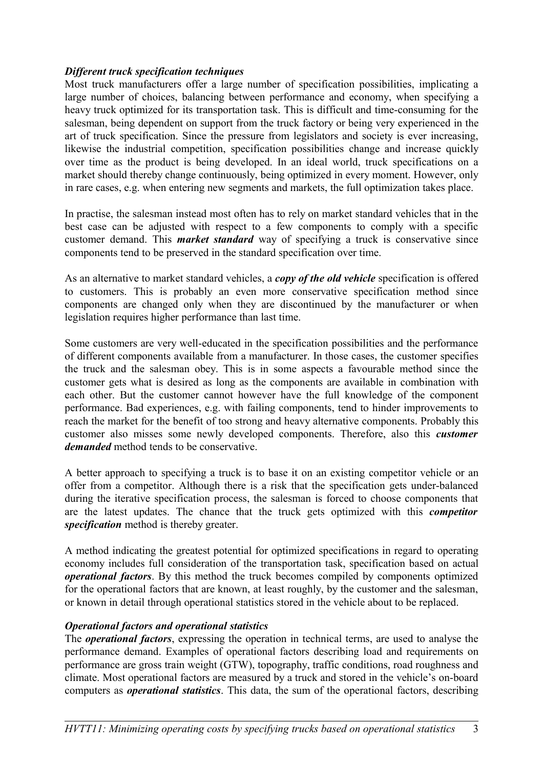***Different truck specification techniques***

Most truck manufacturers offer a large number of specification possibilities, implicating a large number of choices, balancing between performance and economy, when specifying a heavy truck optimized for its transportation task. This is difficult and time-consuming for the salesman, being dependent on support from the truck factory or being very experienced in the art of truck specification. Since the pressure from legislators and society is ever increasing, likewise the industrial competition, specification possibilities change and increase quickly over time as the product is being developed. In an ideal world, truck specifications on a market should thereby change continuously, being optimized in every moment. However, only in rare cases, e.g. when entering new segments and markets, the full optimization takes place.

In practise, the salesman instead most often has to rely on market standard vehicles that in the best case can be adjusted with respect to a few components to comply with a specific customer demand. This ***market standard*** way of specifying a truck is conservative since components tend to be preserved in the standard specification over time.

As an alternative to market standard vehicles, a ***copy of the old vehicle*** specification is offered to customers. This is probably an even more conservative specification method since components are changed only when they are discontinued by the manufacturer or when legislation requires higher performance than last time.

Some customers are very well-educated in the specification possibilities and the performance of different components available from a manufacturer. In those cases, the customer specifies the truck and the salesman obey. This is in some aspects a favourable method since the customer gets what is desired as long as the components are available in combination with each other. But the customer cannot however have the full knowledge of the component performance. Bad experiences, e.g. with failing components, tend to hinder improvements to reach the market for the benefit of too strong and heavy alternative components. Probably this customer also misses some newly developed components. Therefore, also this ***customer demanded*** method tends to be conservative.

A better approach to specifying a truck is to base it on an existing competitor vehicle or an offer from a competitor. Although there is a risk that the specification gets under-balanced during the iterative specification process, the salesman is forced to choose components that are the latest updates. The chance that the truck gets optimized with this ***competitor specification*** method is thereby greater.

A method indicating the greatest potential for optimized specifications in regard to operating economy includes full consideration of the transportation task, specification based on actual ***operational factors***. By this method the truck becomes compiled by components optimized for the operational factors that are known, at least roughly, by the customer and the salesman, or known in detail through operational statistics stored in the vehicle about to be replaced.

***Operational factors and operational statistics***

The ***operational factors***, expressing the operation in technical terms, are used to analyse the performance demand. Examples of operational factors describing load and requirements on performance are gross train weight (GTW), topography, traffic conditions, road roughness and climate. Most operational factors are measured by a truck and stored in the vehicle's on-board computers as ***operational statistics***. This data, the sum of the operational factors, describing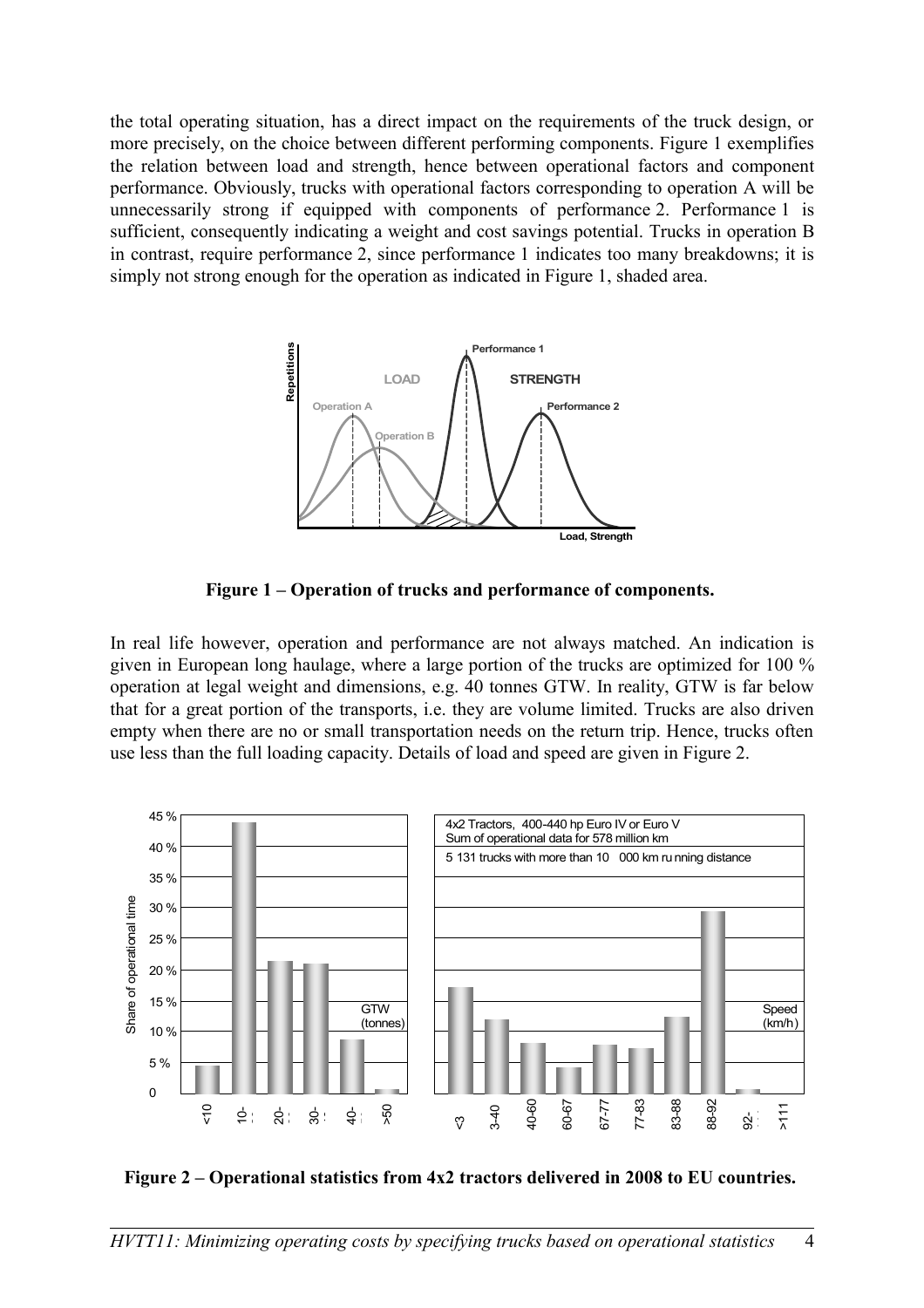the total operating situation, has a direct impact on the requirements of the truck design, or more precisely, on the choice between different performing components. Figure 1 exemplifies the relation between load and strength, hence between operational factors and component performance. Obviously, trucks with operational factors corresponding to operation A will be unnecessarily strong if equipped with components of performance 2. Performance 1 is sufficient, consequently indicating a weight and cost savings potential. Trucks in operation B in contrast, require performance 2, since performance 1 indicates too many breakdowns; it is simply not strong enough for the operation as indicated in Figure 1, shaded area.

**Figure 1 – Operation of trucks and performance of components.**

In real life however, operation and performance are not always matched. An indication is given in European long haulage, where a large portion of the trucks are optimized for 100 % operation at legal weight and dimensions, e.g. 40 tonnes GTW. In reality, GTW is far below that for a great portion of the transports, i.e. they are volume limited. Trucks are also driven empty when there are no or small transportation needs on the return trip. Hence, trucks often use less than the full loading capacity. Details of load and speed are given in Figure 2.

**Figure 2 – Operational statistics from 4x2 tractors delivered in 2008 to EU countries.**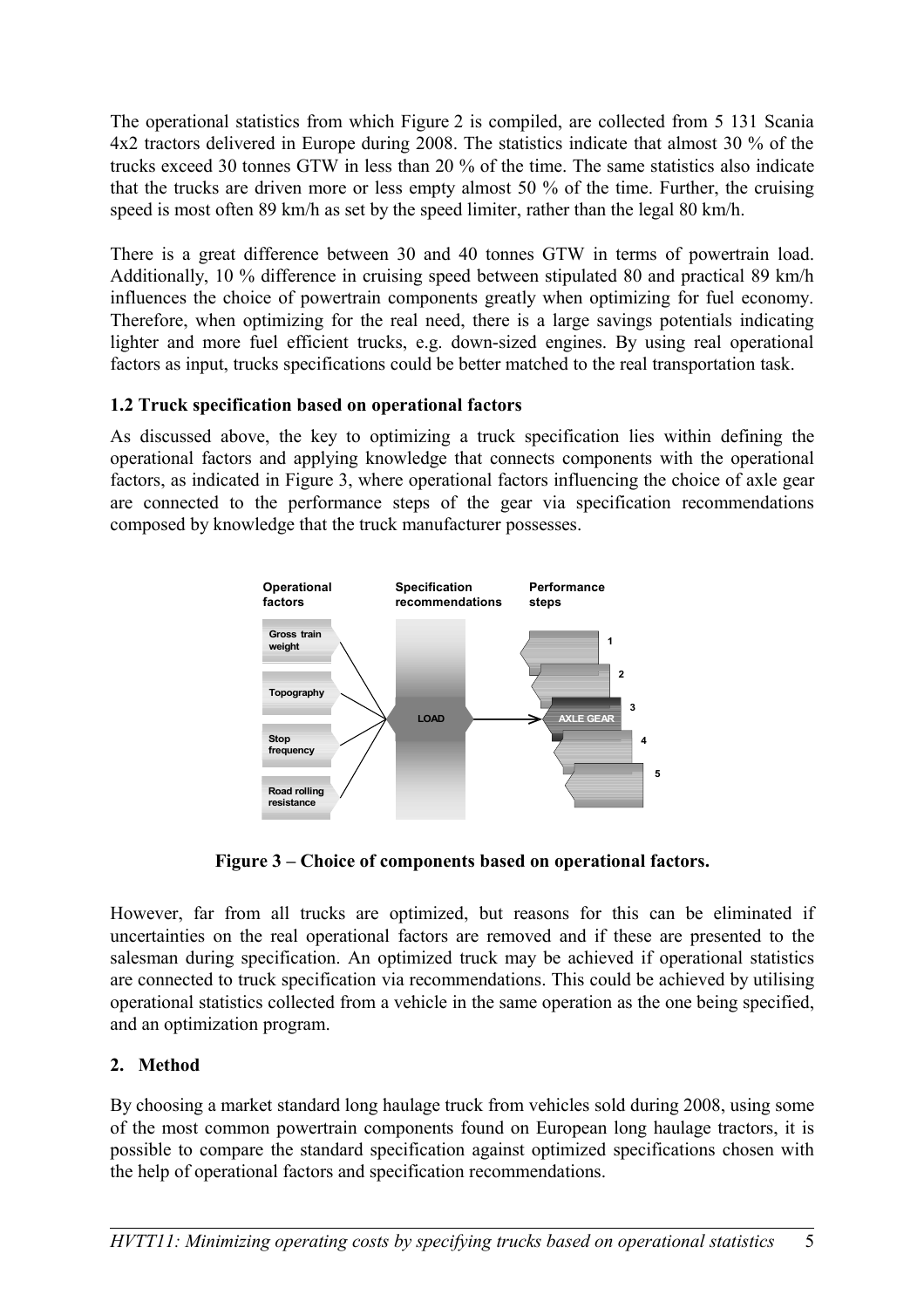The operational statistics from which Figure 2 is compiled, are collected from 5 131 Scania 4x2 tractors delivered in Europe during 2008. The statistics indicate that almost 30 % of the trucks exceed 30 tonnes GTW in less than 20 % of the time. The same statistics also indicate that the trucks are driven more or less empty almost 50 % of the time. Further, the cruising speed is most often 89 km/h as set by the speed limiter, rather than the legal 80 km/h.

There is a great difference between 30 and 40 tonnes GTW in terms of powertrain load. Additionally, 10 % difference in cruising speed between stipulated 80 and practical 89 km/h influences the choice of powertrain components greatly when optimizing for fuel economy. Therefore, when optimizing for the real need, there is a large savings potentials indicating lighter and more fuel efficient trucks, e.g. down-sized engines. By using real operational factors as input, trucks specifications could be better matched to the real transportation task.

### 1.2 Truck specification based on operational factors

As discussed above, the key to optimizing a truck specification lies within defining the operational factors and applying knowledge that connects components with the operational factors, as indicated in Figure 3, where operational factors influencing the choice of axle gear are connected to the performance steps of the gear via specification recommendations composed by knowledge that the truck manufacturer possesses.

Operational factors | Specification recommendations | Performance steps

Gross train weight, Topography, Stop frequency, Road rolling resistance → LOAD → AXLE GEAR (1, 2, 3, 4, 5)

**Figure 3 – Choice of components based on operational factors.**

However, far from all trucks are optimized, but reasons for this can be eliminated if uncertainties on the real operational factors are removed and if these are presented to the salesman during specification. An optimized truck may be achieved if operational statistics are connected to truck specification via recommendations. This could be achieved by utilising operational statistics collected from a vehicle in the same operation as the one being specified, and an optimization program.

## 2. Method

By choosing a market standard long haulage truck from vehicles sold during 2008, using some of the most common powertrain components found on European long haulage tractors, it is possible to compare the standard specification against optimized specifications chosen with the help of operational factors and specification recommendations.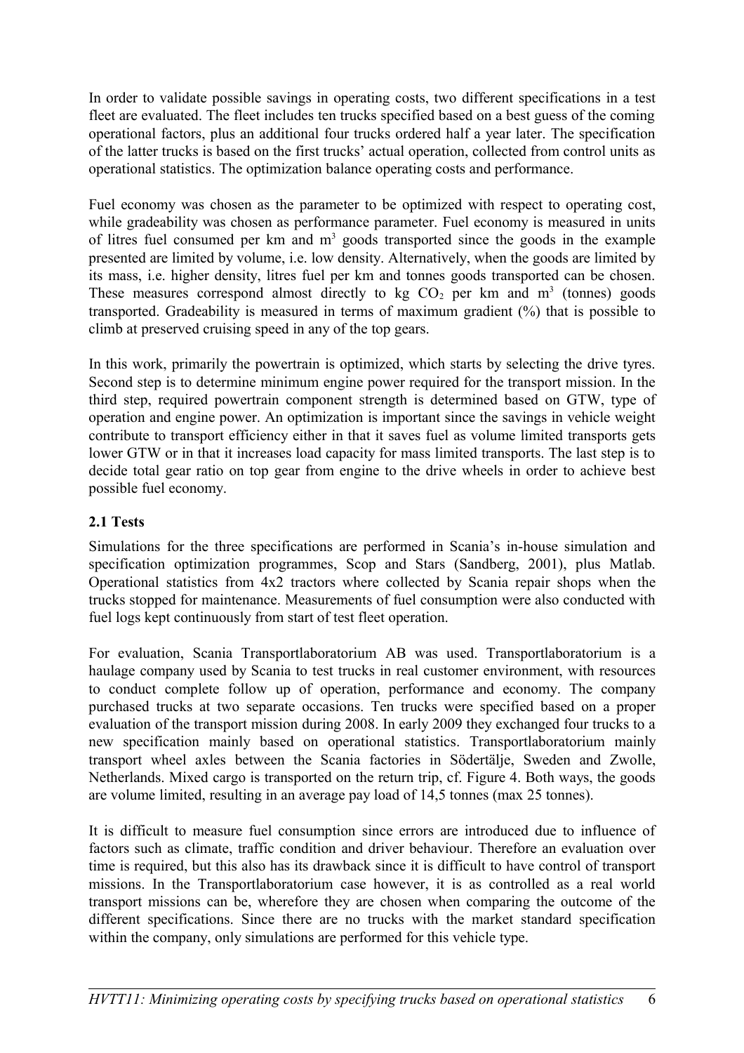In order to validate possible savings in operating costs, two different specifications in a test fleet are evaluated. The fleet includes ten trucks specified based on a best guess of the coming operational factors, plus an additional four trucks ordered half a year later. The specification of the latter trucks is based on the first trucks' actual operation, collected from control units as operational statistics. The optimization balance operating costs and performance.

Fuel economy was chosen as the parameter to be optimized with respect to operating cost, while gradeability was chosen as performance parameter. Fuel economy is measured in units of litres fuel consumed per km and $m^3$ goods transported since the goods in the example presented are limited by volume, i.e. low density. Alternatively, when the goods are limited by its mass, i.e. higher density, litres fuel per km and tonnes goods transported can be chosen. These measures correspond almost directly to kg $CO_2$ per km and $m^3$ (tonnes) goods transported. Gradeability is measured in terms of maximum gradient (%) that is possible to climb at preserved cruising speed in any of the top gears.

In this work, primarily the powertrain is optimized, which starts by selecting the drive tyres. Second step is to determine minimum engine power required for the transport mission. In the third step, required powertrain component strength is determined based on GTW, type of operation and engine power. An optimization is important since the savings in vehicle weight contribute to transport efficiency either in that it saves fuel as volume limited transports gets lower GTW or in that it increases load capacity for mass limited transports. The last step is to decide total gear ratio on top gear from engine to the drive wheels in order to achieve best possible fuel economy.

## 2.1 Tests

Simulations for the three specifications are performed in Scania's in-house simulation and specification optimization programmes, Scop and Stars (Sandberg, 2001), plus Matlab. Operational statistics from 4x2 tractors where collected by Scania repair shops when the trucks stopped for maintenance. Measurements of fuel consumption were also conducted with fuel logs kept continuously from start of test fleet operation.

For evaluation, Scania Transportlaboratorium AB was used. Transportlaboratorium is a haulage company used by Scania to test trucks in real customer environment, with resources to conduct complete follow up of operation, performance and economy. The company purchased trucks at two separate occasions. Ten trucks were specified based on a proper evaluation of the transport mission during 2008. In early 2009 they exchanged four trucks to a new specification mainly based on operational statistics. Transportlaboratorium mainly transport wheel axles between the Scania factories in Södertälje, Sweden and Zwolle, Netherlands. Mixed cargo is transported on the return trip, cf. Figure 4. Both ways, the goods are volume limited, resulting in an average pay load of 14,5 tonnes (max 25 tonnes).

It is difficult to measure fuel consumption since errors are introduced due to influence of factors such as climate, traffic condition and driver behaviour. Therefore an evaluation over time is required, but this also has its drawback since it is difficult to have control of transport missions. In the Transportlaboratorium case however, it is as controlled as a real world transport missions can be, wherefore they are chosen when comparing the outcome of the different specifications. Since there are no trucks with the market standard specification within the company, only simulations are performed for this vehicle type.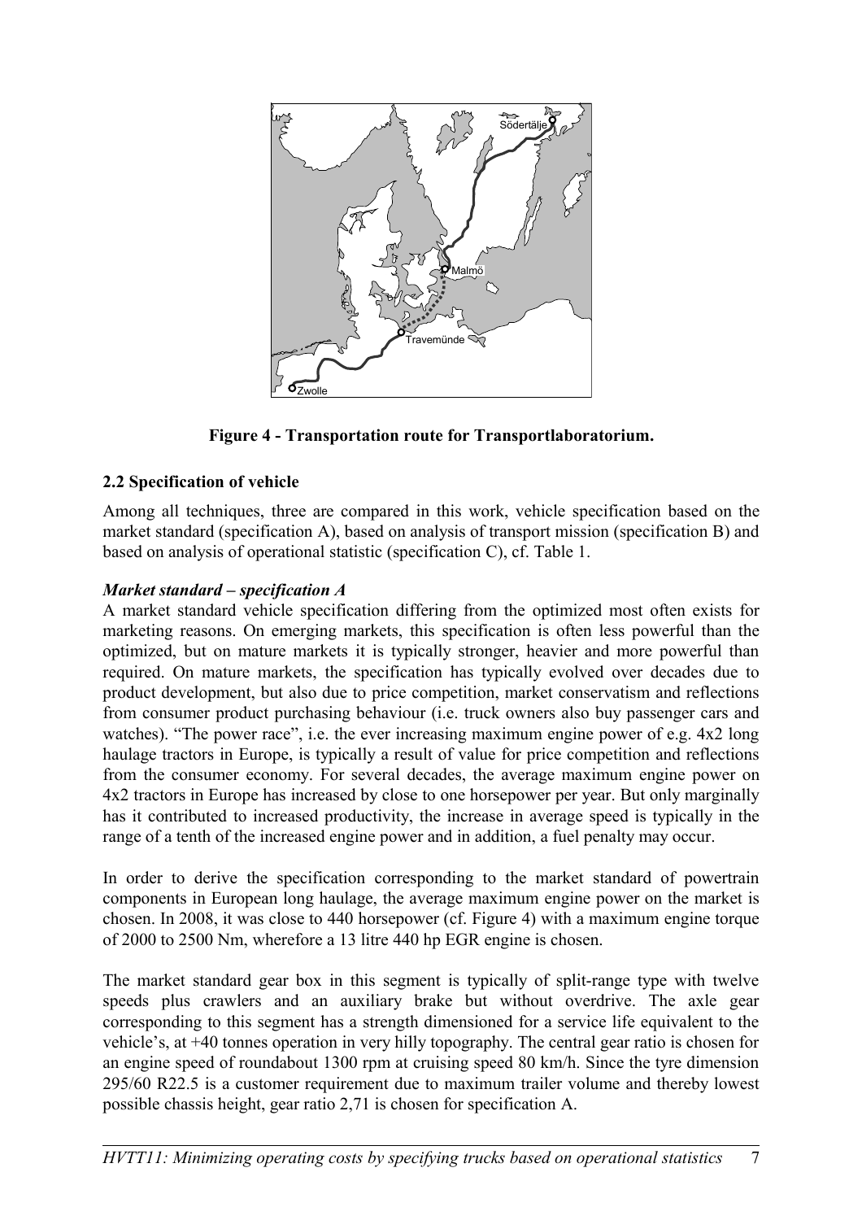**Figure 4 - Transportation route for Transportlaboratorium.**

## 2.2 Specification of vehicle

Among all techniques, three are compared in this work, vehicle specification based on the market standard (specification A), based on analysis of transport mission (specification B) and based on analysis of operational statistic (specification C), cf. Table 1.

### *Market standard – specification A*

A market standard vehicle specification differing from the optimized most often exists for marketing reasons. On emerging markets, this specification is often less powerful than the optimized, but on mature markets it is typically stronger, heavier and more powerful than required. On mature markets, the specification has typically evolved over decades due to product development, but also due to price competition, market conservatism and reflections from consumer product purchasing behaviour (i.e. truck owners also buy passenger cars and watches). "The power race", i.e. the ever increasing maximum engine power of e.g. 4x2 long haulage tractors in Europe, is typically a result of value for price competition and reflections from the consumer economy. For several decades, the average maximum engine power on 4x2 tractors in Europe has increased by close to one horsepower per year. But only marginally has it contributed to increased productivity, the increase in average speed is typically in the range of a tenth of the increased engine power and in addition, a fuel penalty may occur.

In order to derive the specification corresponding to the market standard of powertrain components in European long haulage, the average maximum engine power on the market is chosen. In 2008, it was close to 440 horsepower (cf. Figure 4) with a maximum engine torque of 2000 to 2500 Nm, wherefore a 13 litre 440 hp EGR engine is chosen.

The market standard gear box in this segment is typically of split-range type with twelve speeds plus crawlers and an auxiliary brake but without overdrive. The axle gear corresponding to this segment has a strength dimensioned for a service life equivalent to the vehicle's, at +40 tonnes operation in very hilly topography. The central gear ratio is chosen for an engine speed of roundabout 1300 rpm at cruising speed 80 km/h. Since the tyre dimension 295/60 R22.5 is a customer requirement due to maximum trailer volume and thereby lowest possible chassis height, gear ratio 2,71 is chosen for specification A.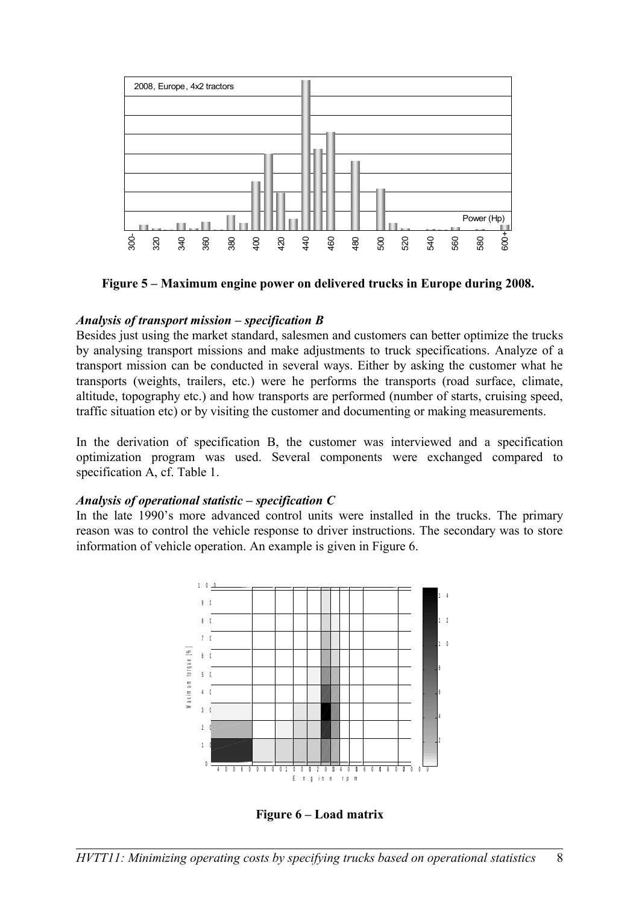**Figure 5 – Maximum engine power on delivered trucks in Europe during 2008.**

### *Analysis of transport mission – specification B*

Besides just using the market standard, salesmen and customers can better optimize the trucks by analysing transport missions and make adjustments to truck specifications. Analyze of a transport mission can be conducted in several ways. Either by asking the customer what he transports (weights, trailers, etc.) were he performs the transports (road surface, climate, altitude, topography etc.) and how transports are performed (number of starts, cruising speed, traffic situation etc) or by visiting the customer and documenting or making measurements.

In the derivation of specification B, the customer was interviewed and a specification optimization program was used. Several components were exchanged compared to specification A, cf. Table 1.

### *Analysis of operational statistic – specification C*

In the late 1990's more advanced control units were installed in the trucks. The primary reason was to control the vehicle response to driver instructions. The secondary was to store information of vehicle operation. An example is given in Figure 6.

**Figure 6 – Load matrix**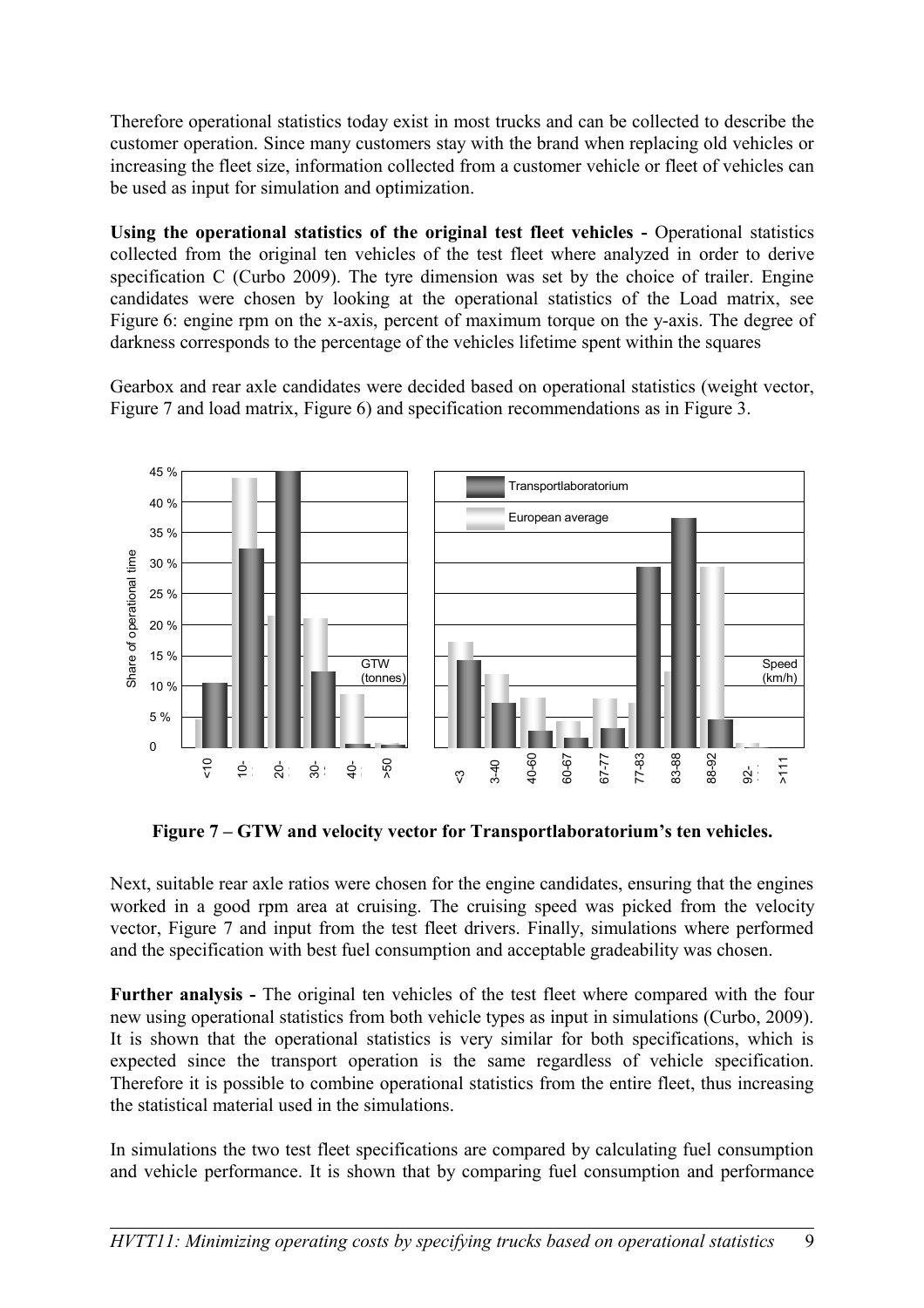Therefore operational statistics today exist in most trucks and can be collected to describe the customer operation. Since many customers stay with the brand when replacing old vehicles or increasing the fleet size, information collected from a customer vehicle or fleet of vehicles can be used as input for simulation and optimization.

**Using the operational statistics of the original test fleet vehicles -** Operational statistics collected from the original ten vehicles of the test fleet where analyzed in order to derive specification C (Curbo 2009). The tyre dimension was set by the choice of trailer. Engine candidates were chosen by looking at the operational statistics of the Load matrix, see Figure 6: engine rpm on the x-axis, percent of maximum torque on the y-axis. The degree of darkness corresponds to the percentage of the vehicles lifetime spent within the squares

Gearbox and rear axle candidates were decided based on operational statistics (weight vector, Figure 7 and load matrix, Figure 6) and specification recommendations as in Figure 3.

**Figure 7 – GTW and velocity vector for Transportlaboratorium's ten vehicles.**

Next, suitable rear axle ratios were chosen for the engine candidates, ensuring that the engines worked in a good rpm area at cruising. The cruising speed was picked from the velocity vector, Figure 7 and input from the test fleet drivers. Finally, simulations where performed and the specification with best fuel consumption and acceptable gradeability was chosen.

**Further analysis -** The original ten vehicles of the test fleet where compared with the four new using operational statistics from both vehicle types as input in simulations (Curbo, 2009). It is shown that the operational statistics is very similar for both specifications, which is expected since the transport operation is the same regardless of vehicle specification. Therefore it is possible to combine operational statistics from the entire fleet, thus increasing the statistical material used in the simulations.

In simulations the two test fleet specifications are compared by calculating fuel consumption and vehicle performance. It is shown that by comparing fuel consumption and performance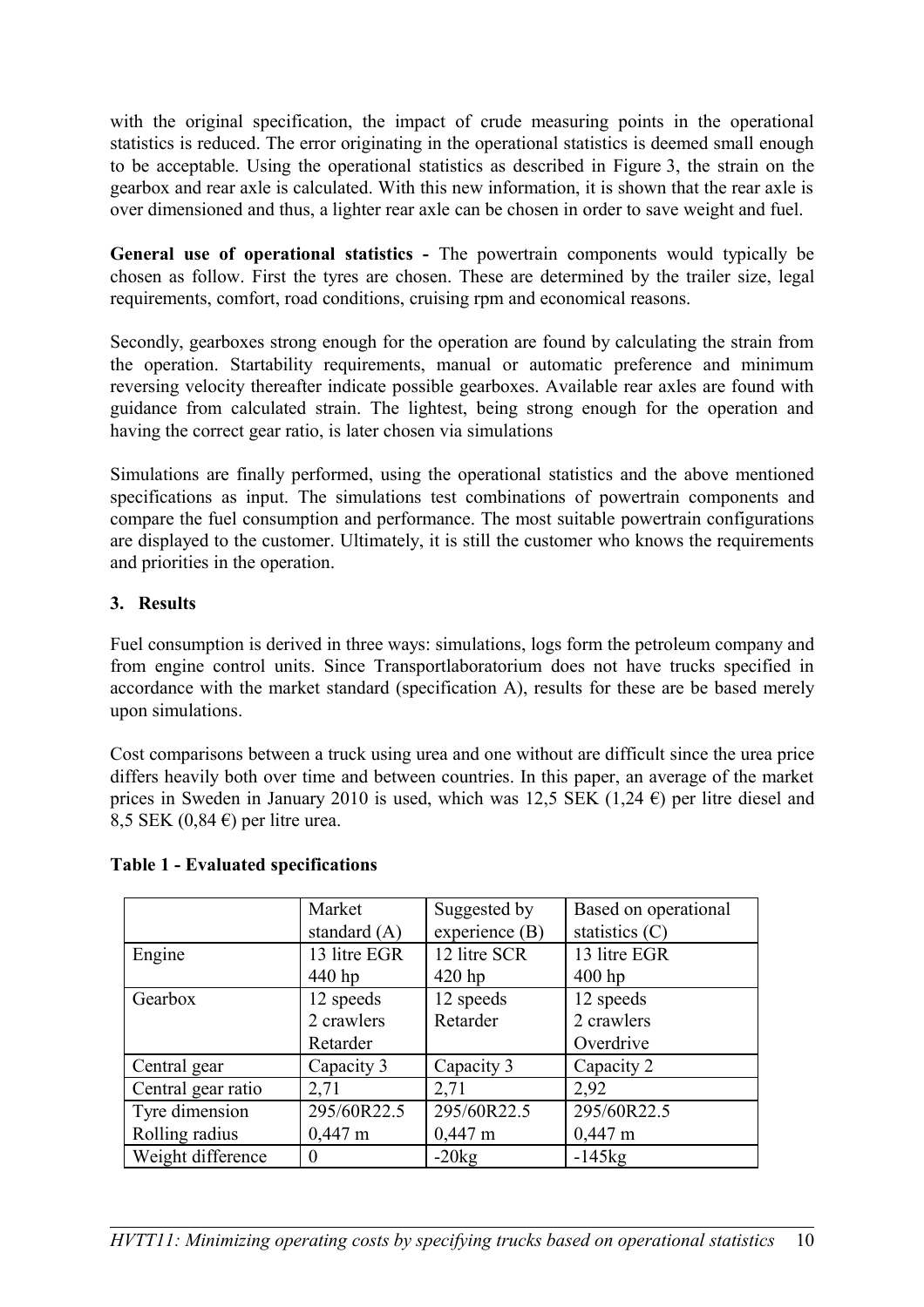with the original specification, the impact of crude measuring points in the operational statistics is reduced. The error originating in the operational statistics is deemed small enough to be acceptable. Using the operational statistics as described in Figure 3, the strain on the gearbox and rear axle is calculated. With this new information, it is shown that the rear axle is over dimensioned and thus, a lighter rear axle can be chosen in order to save weight and fuel.

**General use of operational statistics -** The powertrain components would typically be chosen as follow. First the tyres are chosen. These are determined by the trailer size, legal requirements, comfort, road conditions, cruising rpm and economical reasons.

Secondly, gearboxes strong enough for the operation are found by calculating the strain from the operation. Startability requirements, manual or automatic preference and minimum reversing velocity thereafter indicate possible gearboxes. Available rear axles are found with guidance from calculated strain. The lightest, being strong enough for the operation and having the correct gear ratio, is later chosen via simulations

Simulations are finally performed, using the operational statistics and the above mentioned specifications as input. The simulations test combinations of powertrain components and compare the fuel consumption and performance. The most suitable powertrain configurations are displayed to the customer. Ultimately, it is still the customer who knows the requirements and priorities in the operation.

## 3. Results

Fuel consumption is derived in three ways: simulations, logs form the petroleum company and from engine control units. Since Transportlaboratorium does not have trucks specified in accordance with the market standard (specification A), results for these are be based merely upon simulations.

Cost comparisons between a truck using urea and one without are difficult since the urea price differs heavily both over time and between countries. In this paper, an average of the market prices in Sweden in January 2010 is used, which was 12,5 SEK (1,24 €) per litre diesel and 8,5 SEK (0,84 €) per litre urea.

**Table 1 - Evaluated specifications**

| | Market standard (A) | Suggested by experience (B) | Based on operational statistics (C) |
|---|---|---|---|
| Engine | 13 litre EGR<br>440 hp | 12 litre SCR<br>420 hp | 13 litre EGR<br>400 hp |
| Gearbox | 12 speeds<br>2 crawlers<br>Retarder | 12 speeds<br>Retarder | 12 speeds<br>2 crawlers<br>Overdrive |
| Central gear | Capacity 3 | Capacity 3 | Capacity 2 |
| Central gear ratio | 2,71 | 2,71 | 2,92 |
| Tyre dimension<br>Rolling radius | 295/60R22.5<br>0,447 m | 295/60R22.5<br>0,447 m | 295/60R22.5<br>0,447 m |
| Weight difference | 0 | -20kg | -145kg |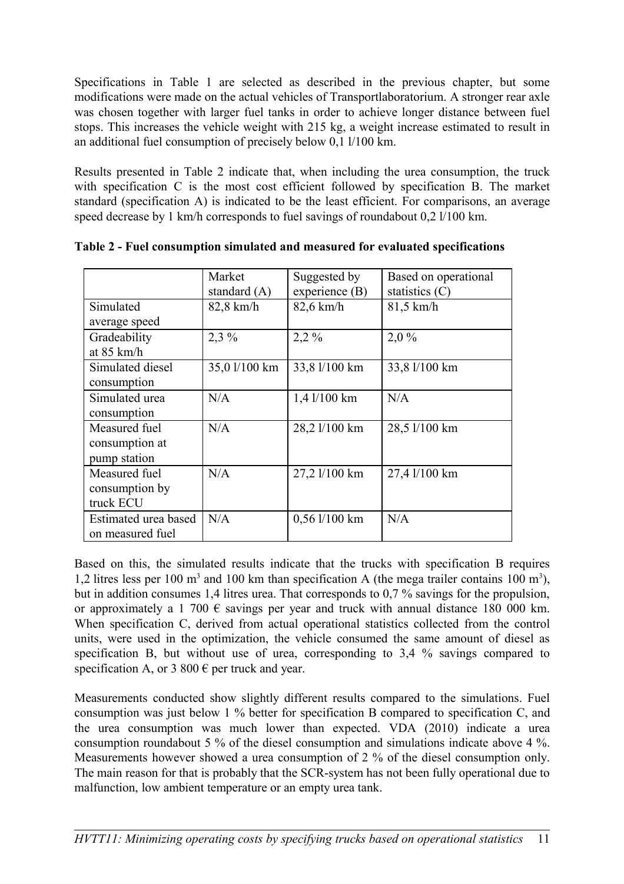Specifications in Table 1 are selected as described in the previous chapter, but some modifications were made on the actual vehicles of Transportlaboratorium. A stronger rear axle was chosen together with larger fuel tanks in order to achieve longer distance between fuel stops. This increases the vehicle weight with 215 kg, a weight increase estimated to result in an additional fuel consumption of precisely below 0,1 l/100 km.

Results presented in Table 2 indicate that, when including the urea consumption, the truck with specification C is the most cost efficient followed by specification B. The market standard (specification A) is indicated to be the least efficient. For comparisons, an average speed decrease by 1 km/h corresponds to fuel savings of roundabout 0,2 l/100 km.

**Table 2 - Fuel consumption simulated and measured for evaluated specifications**

| | Market standard (A) | Suggested by experience (B) | Based on operational statistics (C) |
|---|---|---|---|
| Simulated average speed | 82,8 km/h | 82,6 km/h | 81,5 km/h |
| Gradeability at 85 km/h | 2,3 % | 2,2 % | 2,0 % |
| Simulated diesel consumption | 35,0 l/100 km | 33,8 l/100 km | 33,8 l/100 km |
| Simulated urea consumption | N/A | 1,4 l/100 km | N/A |
| Measured fuel consumption at pump station | N/A | 28,2 l/100 km | 28,5 l/100 km |
| Measured fuel consumption by truck ECU | N/A | 27,2 l/100 km | 27,4 l/100 km |
| Estimated urea based on measured fuel | N/A | 0,56 l/100 km | N/A |

Based on this, the simulated results indicate that the trucks with specification B requires 1,2 litres less per 100 $m^3$ and 100 km than specification A (the mega trailer contains 100 $m^3$), but in addition consumes 1,4 litres urea. That corresponds to 0,7 % savings for the propulsion, or approximately a 1 700 € savings per year and truck with annual distance 180 000 km. When specification C, derived from actual operational statistics collected from the control units, were used in the optimization, the vehicle consumed the same amount of diesel as specification B, but without use of urea, corresponding to 3,4 % savings compared to specification A, or 3 800 € per truck and year.

Measurements conducted show slightly different results compared to the simulations. Fuel consumption was just below 1 % better for specification B compared to specification C, and the urea consumption was much lower than expected. VDA (2010) indicate a urea consumption roundabout 5 % of the diesel consumption and simulations indicate above 4 %. Measurements however showed a urea consumption of 2 % of the diesel consumption only. The main reason for that is probably that the SCR-system has not been fully operational due to malfunction, low ambient temperature or an empty urea tank.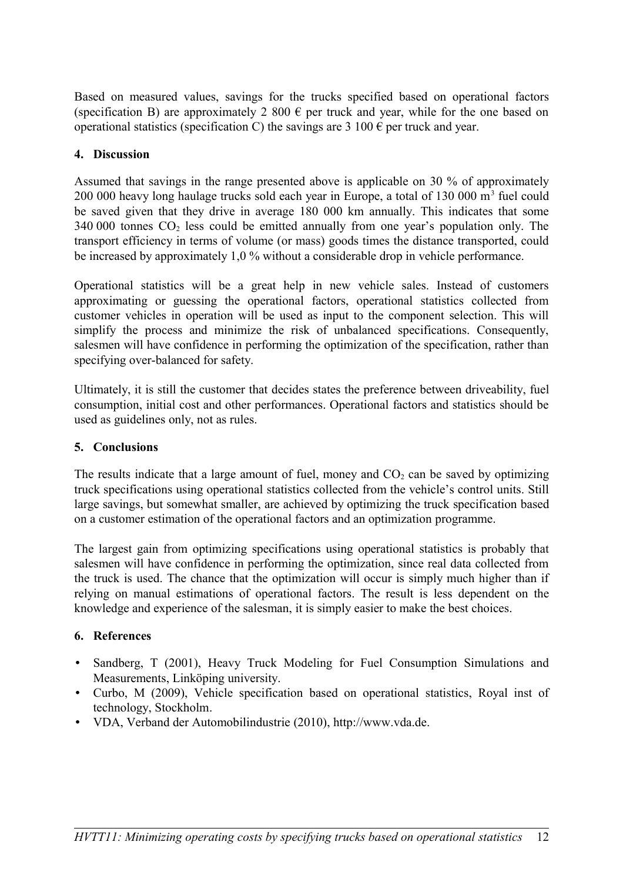Based on measured values, savings for the trucks specified based on operational factors (specification B) are approximately 2 800 € per truck and year, while for the one based on operational statistics (specification C) the savings are 3 100 € per truck and year.

## 4. Discussion

Assumed that savings in the range presented above is applicable on 30 % of approximately 200 000 heavy long haulage trucks sold each year in Europe, a total of 130 000 $m^3$ fuel could be saved given that they drive in average 180 000 km annually. This indicates that some 340 000 tonnes $CO_2$ less could be emitted annually from one year's population only. The transport efficiency in terms of volume (or mass) goods times the distance transported, could be increased by approximately 1,0 % without a considerable drop in vehicle performance.

Operational statistics will be a great help in new vehicle sales. Instead of customers approximating or guessing the operational factors, operational statistics collected from customer vehicles in operation will be used as input to the component selection. This will simplify the process and minimize the risk of unbalanced specifications. Consequently, salesmen will have confidence in performing the optimization of the specification, rather than specifying over-balanced for safety.

Ultimately, it is still the customer that decides states the preference between driveability, fuel consumption, initial cost and other performances. Operational factors and statistics should be used as guidelines only, not as rules.

## 5. Conclusions

The results indicate that a large amount of fuel, money and $CO_2$ can be saved by optimizing truck specifications using operational statistics collected from the vehicle's control units. Still large savings, but somewhat smaller, are achieved by optimizing the truck specification based on a customer estimation of the operational factors and an optimization programme.

The largest gain from optimizing specifications using operational statistics is probably that salesmen will have confidence in performing the optimization, since real data collected from the truck is used. The chance that the optimization will occur is simply much higher than if relying on manual estimations of operational factors. The result is less dependent on the knowledge and experience of the salesman, it is simply easier to make the best choices.

## 6. References

- Sandberg, T (2001), Heavy Truck Modeling for Fuel Consumption Simulations and Measurements, Linköping university.
- Curbo, M (2009), Vehicle specification based on operational statistics, Royal inst of technology, Stockholm.
- VDA, Verband der Automobilindustrie (2010), http://www.vda.de.